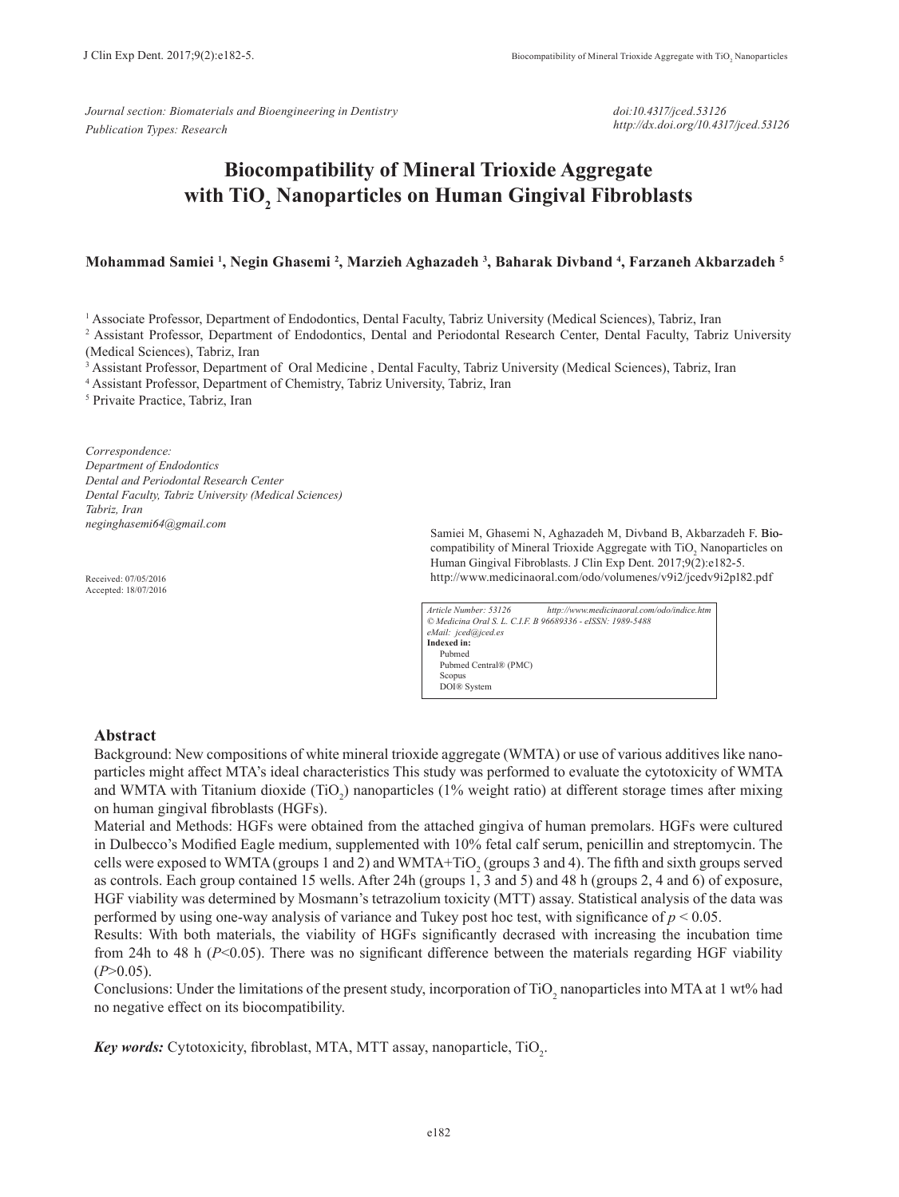*Journal section: Biomaterials and Bioengineering in Dentistry*
*Publication Types: Research*

*doi:10.4317/jced.53126*
*http://dx.doi.org/10.4317/jced.53126*

# Biocompatibility of Mineral Trioxide Aggregate with $TiO_2$ Nanoparticles on Human Gingival Fibroblasts

**Mohammad Samiei [1], Negin Ghasemi [2], Marzieh Aghazadeh [3], Baharak Divband [4], Farzaneh Akbarzadeh [5]**

[1] Associate Professor, Department of Endodontics, Dental Faculty, Tabriz University (Medical Sciences), Tabriz, Iran
[2] Assistant Professor, Department of Endodontics, Dental and Periodontal Research Center, Dental Faculty, Tabriz University (Medical Sciences), Tabriz, Iran
[3] Assistant Professor, Department of Oral Medicine , Dental Faculty, Tabriz University (Medical Sciences), Tabriz, Iran
[4] Assistant Professor, Department of Chemistry, Tabriz University, Tabriz, Iran
[5] Privaite Practice, Tabriz, Iran

*Correspondence:*
*Department of Endodontics*
*Dental and Periodontal Research Center*
*Dental Faculty, Tabriz University (Medical Sciences)*
*Tabriz, Iran*
*neginghasemi64@gmail.com*

Received: 07/05/2016
Accepted: 18/07/2016

Samiei M, Ghasemi N, Aghazadeh M, Divband B, Akbarzadeh F. Biocompatibility of Mineral Trioxide Aggregate with $TiO_2$ Nanoparticles on Human Gingival Fibroblasts. J Clin Exp Dent. 2017;9(2):e182-5.
http://www.medicinaoral.com/odo/volumenes/v9i2/jcedv9i2p182.pdf

*Article Number: 53126 http://www.medicinaoral.com/odo/indice.htm*
*© Medicina Oral S. L. C.I.F. B 96689336 - eISSN: 1989-5488*
*eMail: jced@jced.es*
**Indexed in:**
Pubmed
Pubmed Central® (PMC)
Scopus
DOI® System

## Abstract

Background: New compositions of white mineral trioxide aggregate (WMTA) or use of various additives like nanoparticles might affect MTA's ideal characteristics This study was performed to evaluate the cytotoxicity of WMTA and WMTA with Titanium dioxide ($TiO_2$) nanoparticles (1% weight ratio) at different storage times after mixing on human gingival fibroblasts (HGFs).

Material and Methods: HGFs were obtained from the attached gingiva of human premolars. HGFs were cultured in Dulbecco's Modified Eagle medium, supplemented with 10% fetal calf serum, penicillin and streptomycin. The cells were exposed to WMTA (groups 1 and 2) and WMTA+$TiO_2$ (groups 3 and 4). The fifth and sixth groups served as controls. Each group contained 15 wells. After 24h (groups 1, 3 and 5) and 48 h (groups 2, 4 and 6) of exposure, HGF viability was determined by Mosmann's tetrazolium toxicity (MTT) assay. Statistical analysis of the data was performed by using one-way analysis of variance and Tukey post hoc test, with significance of $p < 0.05$.

Results: With both materials, the viability of HGFs significantly decrased with increasing the incubation time from 24h to 48 h ($P<0.05$). There was no significant difference between the materials regarding HGF viability ($P>0.05$).

Conclusions: Under the limitations of the present study, incorporation of $TiO_2$ nanoparticles into MTA at 1 wt% had no negative effect on its biocompatibility.

***Key words:*** Cytotoxicity, fibroblast, MTA, MTT assay, nanoparticle, $TiO_2$.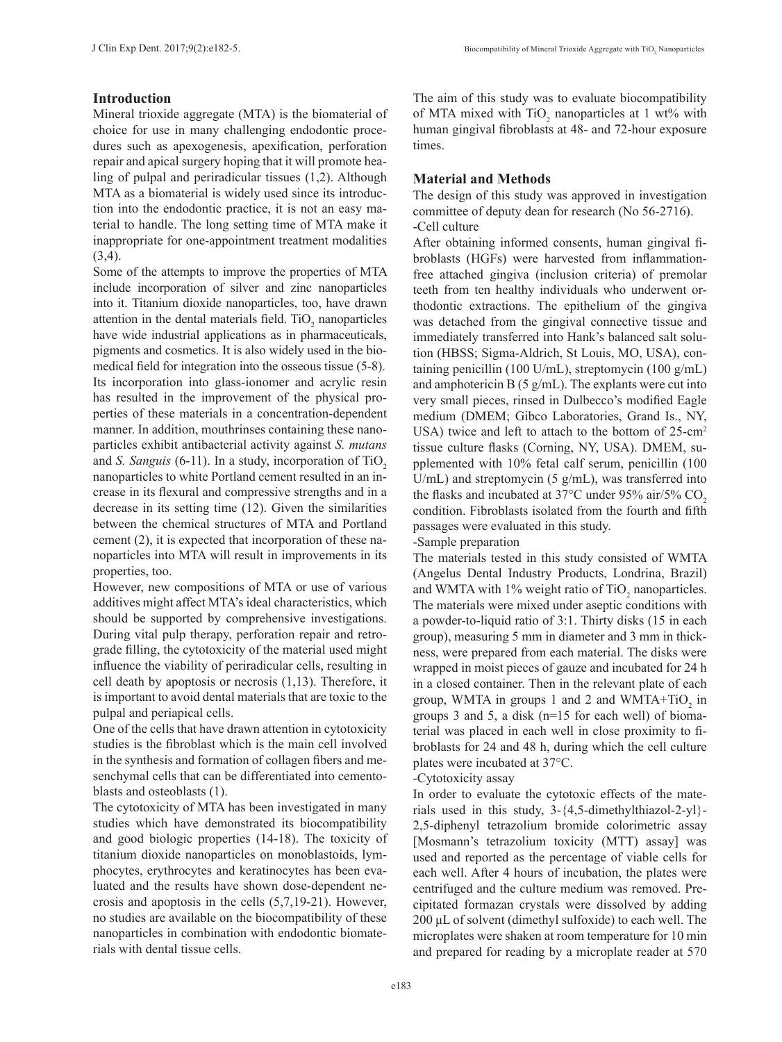## Introduction

Mineral trioxide aggregate (MTA) is the biomaterial of choice for use in many challenging endodontic procedures such as apexogenesis, apexification, perforation repair and apical surgery hoping that it will promote healing of pulpal and periradicular tissues (1,2). Although MTA as a biomaterial is widely used since its introduction into the endodontic practice, it is not an easy material to handle. The long setting time of MTA make it inappropriate for one-appointment treatment modalities (3,4).

Some of the attempts to improve the properties of MTA include incorporation of silver and zinc nanoparticles into it. Titanium dioxide nanoparticles, too, have drawn attention in the dental materials field. $TiO_2$ nanoparticles have wide industrial applications as in pharmaceuticals, pigments and cosmetics. It is also widely used in the biomedical field for integration into the osseous tissue (5-8). Its incorporation into glass-ionomer and acrylic resin has resulted in the improvement of the physical properties of these materials in a concentration-dependent manner. In addition, mouthrinses containing these nanoparticles exhibit antibacterial activity against *S. mutans* and *S. Sanguis* (6-11). In a study, incorporation of $TiO_2$ nanoparticles to white Portland cement resulted in an increase in its flexural and compressive strengths and in a decrease in its setting time (12). Given the similarities between the chemical structures of MTA and Portland cement (2), it is expected that incorporation of these nanoparticles into MTA will result in improvements in its properties, too.

However, new compositions of MTA or use of various additives might affect MTA's ideal characteristics, which should be supported by comprehensive investigations. During vital pulp therapy, perforation repair and retrograde filling, the cytotoxicity of the material used might influence the viability of periradicular cells, resulting in cell death by apoptosis or necrosis (1,13). Therefore, it is important to avoid dental materials that are toxic to the pulpal and periapical cells.

One of the cells that have drawn attention in cytotoxicity studies is the fibroblast which is the main cell involved in the synthesis and formation of collagen fibers and mesenchymal cells that can be differentiated into cementoblasts and osteoblasts (1).

The cytotoxicity of MTA has been investigated in many studies which have demonstrated its biocompatibility and good biologic properties (14-18). The toxicity of titanium dioxide nanoparticles on monoblastoids, lymphocytes, erythrocytes and keratinocytes has been evaluated and the results have shown dose-dependent necrosis and apoptosis in the cells (5,7,19-21). However, no studies are available on the biocompatibility of these nanoparticles in combination with endodontic biomaterials with dental tissue cells.

The aim of this study was to evaluate biocompatibility of MTA mixed with $TiO_2$ nanoparticles at 1 wt% with human gingival fibroblasts at 48- and 72-hour exposure times.

## Material and Methods

The design of this study was approved in investigation committee of deputy dean for research (No 56-2716).

-Cell culture

After obtaining informed consents, human gingival fibroblasts (HGFs) were harvested from inflammation-free attached gingiva (inclusion criteria) of premolar teeth from ten healthy individuals who underwent orthodontic extractions. The epithelium of the gingiva was detached from the gingival connective tissue and immediately transferred into Hank's balanced salt solution (HBSS; Sigma-Aldrich, St Louis, MO, USA), containing penicillin (100 U/mL), streptomycin (100 g/mL) and amphotericin B (5 g/mL). The explants were cut into very small pieces, rinsed in Dulbecco's modified Eagle medium (DMEM; Gibco Laboratories, Grand Is., NY, USA) twice and left to attach to the bottom of 25-$cm^2$ tissue culture flasks (Corning, NY, USA). DMEM, supplemented with 10% fetal calf serum, penicillin (100 U/mL) and streptomycin (5 g/mL), was transferred into the flasks and incubated at 37°C under 95% air/5% $CO_2$ condition. Fibroblasts isolated from the fourth and fifth passages were evaluated in this study.

-Sample preparation

The materials tested in this study consisted of WMTA (Angelus Dental Industry Products, Londrina, Brazil) and WMTA with 1% weight ratio of $TiO_2$ nanoparticles. The materials were mixed under aseptic conditions with a powder-to-liquid ratio of 3:1. Thirty disks (15 in each group), measuring 5 mm in diameter and 3 mm in thickness, were prepared from each material. The disks were wrapped in moist pieces of gauze and incubated for 24 h in a closed container. Then in the relevant plate of each group, WMTA in groups 1 and 2 and WMTA+$TiO_2$ in groups 3 and 5, a disk (n=15 for each well) of biomaterial was placed in each well in close proximity to fibroblasts for 24 and 48 h, during which the cell culture plates were incubated at 37°C.

-Cytotoxicity assay

In order to evaluate the cytotoxic effects of the materials used in this study, 3-{4,5-dimethylthiazol-2-yl}-2,5-diphenyl tetrazolium bromide colorimetric assay [Mosmann's tetrazolium toxicity (MTT) assay] was used and reported as the percentage of viable cells for each well. After 4 hours of incubation, the plates were centrifuged and the culture medium was removed. Precipitated formazan crystals were dissolved by adding 200 µL of solvent (dimethyl sulfoxide) to each well. The microplates were shaken at room temperature for 10 min and prepared for reading by a microplate reader at 570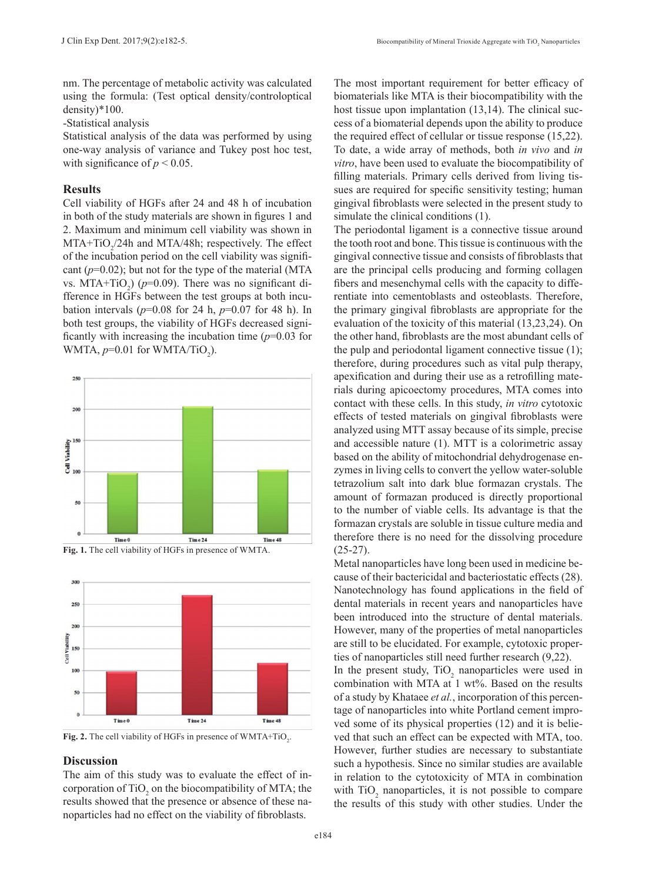nm. The percentage of metabolic activity was calculated using the formula: (Test optical density/controloptical density)*100.

-Statistical analysis

Statistical analysis of the data was performed by using one-way analysis of variance and Tukey post hoc test, with significance of $p < 0.05$.

## Results

Cell viability of HGFs after 24 and 48 h of incubation in both of the study materials are shown in figures 1 and 2. Maximum and minimum cell viability was shown in MTA+$TiO_2$/24h and MTA/48h; respectively. The effect of the incubation period on the cell viability was significant ($p$=0.02); but not for the type of the material (MTA vs. MTA+$TiO_2$) ($p$=0.09). There was no significant difference in HGFs between the test groups at both incubation intervals ($p$=0.08 for 24 h, $p$=0.07 for 48 h). In both test groups, the viability of HGFs decreased significantly with increasing the incubation time ($p$=0.03 for WMTA, $p$=0.01 for WMTA/$TiO_2$).

**Fig. 1.** The cell viability of HGFs in presence of WMTA.

**Fig. 2.** The cell viability of HGFs in presence of WMTA+$TiO_2$.

## Discussion

The aim of this study was to evaluate the effect of incorporation of $TiO_2$ on the biocompatibility of MTA; the results showed that the presence or absence of these nanoparticles had no effect on the viability of fibroblasts.

The most important requirement for better efficacy of biomaterials like MTA is their biocompatibility with the host tissue upon implantation (13,14). The clinical success of a biomaterial depends upon the ability to produce the required effect of cellular or tissue response (15,22). To date, a wide array of methods, both *in vivo* and *in vitro*, have been used to evaluate the biocompatibility of filling materials. Primary cells derived from living tissues are required for specific sensitivity testing; human gingival fibroblasts were selected in the present study to simulate the clinical conditions (1).

The periodontal ligament is a connective tissue around the tooth root and bone. This tissue is continuous with the gingival connective tissue and consists of fibroblasts that are the principal cells producing and forming collagen fibers and mesenchymal cells with the capacity to differentiate into cementoblasts and osteoblasts. Therefore, the primary gingival fibroblasts are appropriate for the evaluation of the toxicity of this material (13,23,24). On the other hand, fibroblasts are the most abundant cells of the pulp and periodontal ligament connective tissue (1); therefore, during procedures such as vital pulp therapy, apexification and during their use as a retrofilling materials during apicoectomy procedures, MTA comes into contact with these cells. In this study, *in vitro* cytotoxic effects of tested materials on gingival fibroblasts were analyzed using MTT assay because of its simple, precise and accessible nature (1). MTT is a colorimetric assay based on the ability of mitochondrial dehydrogenase enzymes in living cells to convert the yellow water-soluble tetrazolium salt into dark blue formazan crystals. The amount of formazan produced is directly proportional to the number of viable cells. Its advantage is that the formazan crystals are soluble in tissue culture media and therefore there is no need for the dissolving procedure (25-27).

Metal nanoparticles have long been used in medicine because of their bactericidal and bacteriostatic effects (28). Nanotechnology has found applications in the field of dental materials in recent years and nanoparticles have been introduced into the structure of dental materials. However, many of the properties of metal nanoparticles are still to be elucidated. For example, cytotoxic properties of nanoparticles still need further research (9,22).

In the present study, $TiO_2$ nanoparticles were used in combination with MTA at 1 wt%. Based on the results of a study by Khataee *et al.*, incorporation of this percentage of nanoparticles into white Portland cement improved some of its physical properties (12) and it is believed that such an effect can be expected with MTA, too. However, further studies are necessary to substantiate such a hypothesis. Since no similar studies are available in relation to the cytotoxicity of MTA in combination with $TiO_2$ nanoparticles, it is not possible to compare the results of this study with other studies. Under the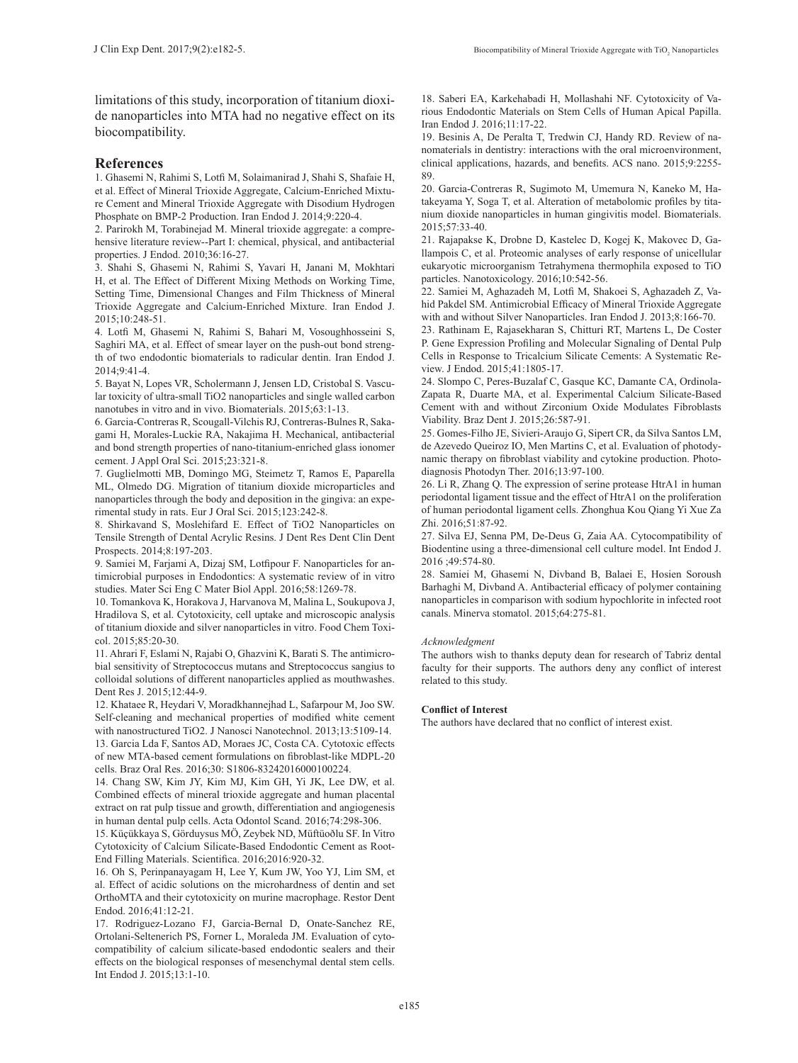limitations of this study, incorporation of titanium dioxide nanoparticles into MTA had no negative effect on its biocompatibility.

## References

1. Ghasemi N, Rahimi S, Lotfi M, Solaimanirad J, Shahi S, Shafaie H, et al. Effect of Mineral Trioxide Aggregate, Calcium-Enriched Mixture Cement and Mineral Trioxide Aggregate with Disodium Hydrogen Phosphate on BMP-2 Production. Iran Endod J. 2014;9:220-4.
2. Parirokh M, Torabinejad M. Mineral trioxide aggregate: a comprehensive literature review--Part I: chemical, physical, and antibacterial properties. J Endod. 2010;36:16-27.
3. Shahi S, Ghasemi N, Rahimi S, Yavari H, Janani M, Mokhtari H, et al. The Effect of Different Mixing Methods on Working Time, Setting Time, Dimensional Changes and Film Thickness of Mineral Trioxide Aggregate and Calcium-Enriched Mixture. Iran Endod J. 2015;10:248-51.
4. Lotfi M, Ghasemi N, Rahimi S, Bahari M, Vosoughhosseini S, Saghiri MA, et al. Effect of smear layer on the push-out bond strength of two endodontic biomaterials to radicular dentin. Iran Endod J. 2014;9:41-4.
5. Bayat N, Lopes VR, Scholermann J, Jensen LD, Cristobal S. Vascular toxicity of ultra-small TiO2 nanoparticles and single walled carbon nanotubes in vitro and in vivo. Biomaterials. 2015;63:1-13.
6. Garcia-Contreras R, Scougall-Vilchis RJ, Contreras-Bulnes R, Sakagami H, Morales-Luckie RA, Nakajima H. Mechanical, antibacterial and bond strength properties of nano-titanium-enriched glass ionomer cement. J Appl Oral Sci. 2015;23:321-8.
7. Guglielmotti MB, Domingo MG, Steimetz T, Ramos E, Paparella ML, Olmedo DG. Migration of titanium dioxide microparticles and nanoparticles through the body and deposition in the gingiva: an experimental study in rats. Eur J Oral Sci. 2015;123:242-8.
8. Shirkavand S, Moslehifard E. Effect of TiO2 Nanoparticles on Tensile Strength of Dental Acrylic Resins. J Dent Res Dent Clin Dent Prospects. 2014;8:197-203.
9. Samiei M, Farjami A, Dizaj SM, Lotfipour F. Nanoparticles for antimicrobial purposes in Endodontics: A systematic review of in vitro studies. Mater Sci Eng C Mater Biol Appl. 2016;58:1269-78.
10. Tomankova K, Horakova J, Harvanova M, Malina L, Soukupova J, Hradilova S, et al. Cytotoxicity, cell uptake and microscopic analysis of titanium dioxide and silver nanoparticles in vitro. Food Chem Toxicol. 2015;85:20-30.
11. Ahrari F, Eslami N, Rajabi O, Ghazvini K, Barati S. The antimicrobial sensitivity of Streptococcus mutans and Streptococcus sangius to colloidal solutions of different nanoparticles applied as mouthwashes. Dent Res J. 2015;12:44-9.
12. Khataee R, Heydari V, Moradkhannejhad L, Safarpour M, Joo SW. Self-cleaning and mechanical properties of modified white cement with nanostructured TiO2. J Nanosci Nanotechnol. 2013;13:5109-14.
13. Garcia Lda F, Santos AD, Moraes JC, Costa CA. Cytotoxic effects of new MTA-based cement formulations on fibroblast-like MDPL-20 cells. Braz Oral Res. 2016;30: S1806-83242016000100224.
14. Chang SW, Kim JY, Kim MJ, Kim GH, Yi JK, Lee DW, et al. Combined effects of mineral trioxide aggregate and human placental extract on rat pulp tissue and growth, differentiation and angiogenesis in human dental pulp cells. Acta Odontol Scand. 2016;74:298-306.
15. Küçükkaya S, Görduysus MÖ, Zeybek ND, Müftüoðlu SF. In Vitro Cytotoxicity of Calcium Silicate-Based Endodontic Cement as Root-End Filling Materials. Scientifica. 2016;2016:920-32.
16. Oh S, Perinpanayagam H, Lee Y, Kum JW, Yoo YJ, Lim SM, et al. Effect of acidic solutions on the microhardness of dentin and set OrthoMTA and their cytotoxicity on murine macrophage. Restor Dent Endod. 2016;41:12-21.
17. Rodriguez-Lozano FJ, Garcia-Bernal D, Onate-Sanchez RE, Ortolani-Seltenerich PS, Forner L, Moraleda JM. Evaluation of cytocompatibility of calcium silicate-based endodontic sealers and their effects on the biological responses of mesenchymal dental stem cells. Int Endod J. 2015;13:1-10.
18. Saberi EA, Karkehabadi H, Mollashahi NF. Cytotoxicity of Various Endodontic Materials on Stem Cells of Human Apical Papilla. Iran Endod J. 2016;11:17-22.
19. Besinis A, De Peralta T, Tredwin CJ, Handy RD. Review of nanomaterials in dentistry: interactions with the oral microenvironment, clinical applications, hazards, and benefits. ACS nano. 2015;9:2255-89.
20. Garcia-Contreras R, Sugimoto M, Umemura N, Kaneko M, Hatakeyama Y, Soga T, et al. Alteration of metabolomic profiles by titanium dioxide nanoparticles in human gingivitis model. Biomaterials. 2015;57:33-40.
21. Rajapakse K, Drobne D, Kastelec D, Kogej K, Makovec D, Gallampois C, et al. Proteomic analyses of early response of unicellular eukaryotic microorganism Tetrahymena thermophila exposed to TiO particles. Nanotoxicology. 2016;10:542-56.
22. Samiei M, Aghazadeh M, Lotfi M, Shakoei S, Aghazadeh Z, Vahid Pakdel SM. Antimicrobial Efficacy of Mineral Trioxide Aggregate with and without Silver Nanoparticles. Iran Endod J. 2013;8:166-70.
23. Rathinam E, Rajasekharan S, Chitturi RT, Martens L, De Coster P. Gene Expression Profiling and Molecular Signaling of Dental Pulp Cells in Response to Tricalcium Silicate Cements: A Systematic Review. J Endod. 2015;41:1805-17.
24. Slompo C, Peres-Buzalaf C, Gasque KC, Damante CA, Ordinola-Zapata R, Duarte MA, et al. Experimental Calcium Silicate-Based Cement with and without Zirconium Oxide Modulates Fibroblasts Viability. Braz Dent J. 2015;26:587-91.
25. Gomes-Filho JE, Sivieri-Araujo G, Sipert CR, da Silva Santos LM, de Azevedo Queiroz IO, Men Martins C, et al. Evaluation of photodynamic therapy on fibroblast viability and cytokine production. Photodiagnosis Photodyn Ther. 2016;13:97-100.
26. Li R, Zhang Q. The expression of serine protease HtrA1 in human periodontal ligament tissue and the effect of HtrA1 on the proliferation of human periodontal ligament cells. Zhonghua Kou Qiang Yi Xue Za Zhi. 2016;51:87-92.
27. Silva EJ, Senna PM, De-Deus G, Zaia AA. Cytocompatibility of Biodentine using a three-dimensional cell culture model. Int Endod J. 2016 ;49:574-80.
28. Samiei M, Ghasemi N, Divband B, Balaei E, Hosien Soroush Barhaghi M, Divband A. Antibacterial efficacy of polymer containing nanoparticles in comparison with sodium hypochlorite in infected root canals. Minerva stomatol. 2015;64:275-81.

*Acknowledgment*

The authors wish to thanks deputy dean for research of Tabriz dental faculty for their supports. The authors deny any conflict of interest related to this study.

**Conflict of Interest**

The authors have declared that no conflict of interest exist.